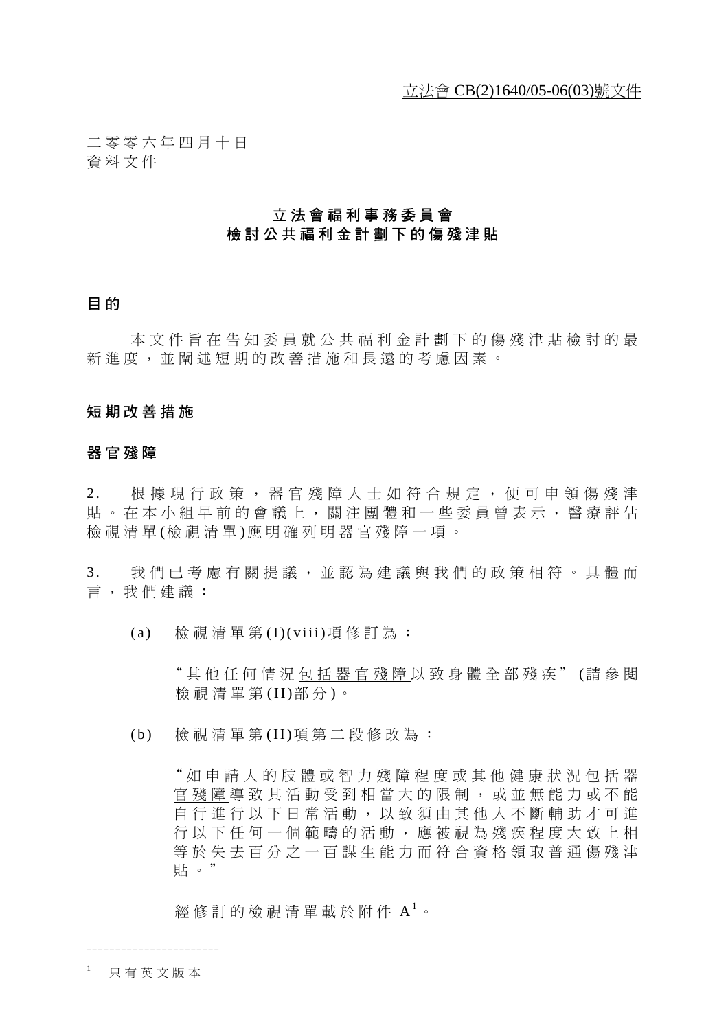<u>立法會 CB(2)1640/05-06(03)號文件</u>

二零零六年四月十日
資料文件

# 立法會福利事務委員會
# 檢討公共福利金計劃下的傷殘津貼

## 目的

本文件旨在告知委員就公共福利金計劃下的傷殘津貼檢討的最新進度，並闡述短期的改善措施和長遠的考慮因素。

## 短期改善措施

### 器官殘障

2. 根據現行政策，器官殘障人士如符合規定，便可申領傷殘津貼。在本小組早前的會議上，關注團體和一些委員曾表示，醫療評估檢視清單(檢視清單)應明確列明器官殘障一項。

3. 我們已考慮有關提議，並認為建議與我們的政策相符。具體而言，我們建議：

(a) 檢視清單第(I)(viii)項修訂為：

“其他任何情況<u>包括器官殘障</u>以致身體全部殘疾”(請參閱檢視清單第(II)部分)。

(b) 檢視清單第(II)項第二段修改為：

“如申請人的肢體或智力殘障程度或其他健康狀況<u>包括器官殘障</u>導致其活動受到相當大的限制，或並無能力或不能自行進行以下日常活動，以致須由其他人不斷輔助才可進行以下任何一個範疇的活動，應被視為殘疾程度大致上相等於失去百分之一百謀生能力而符合資格領取普通傷殘津貼。”

經修訂的檢視清單載於附件 A[1]。

---

[1] 只有英文版本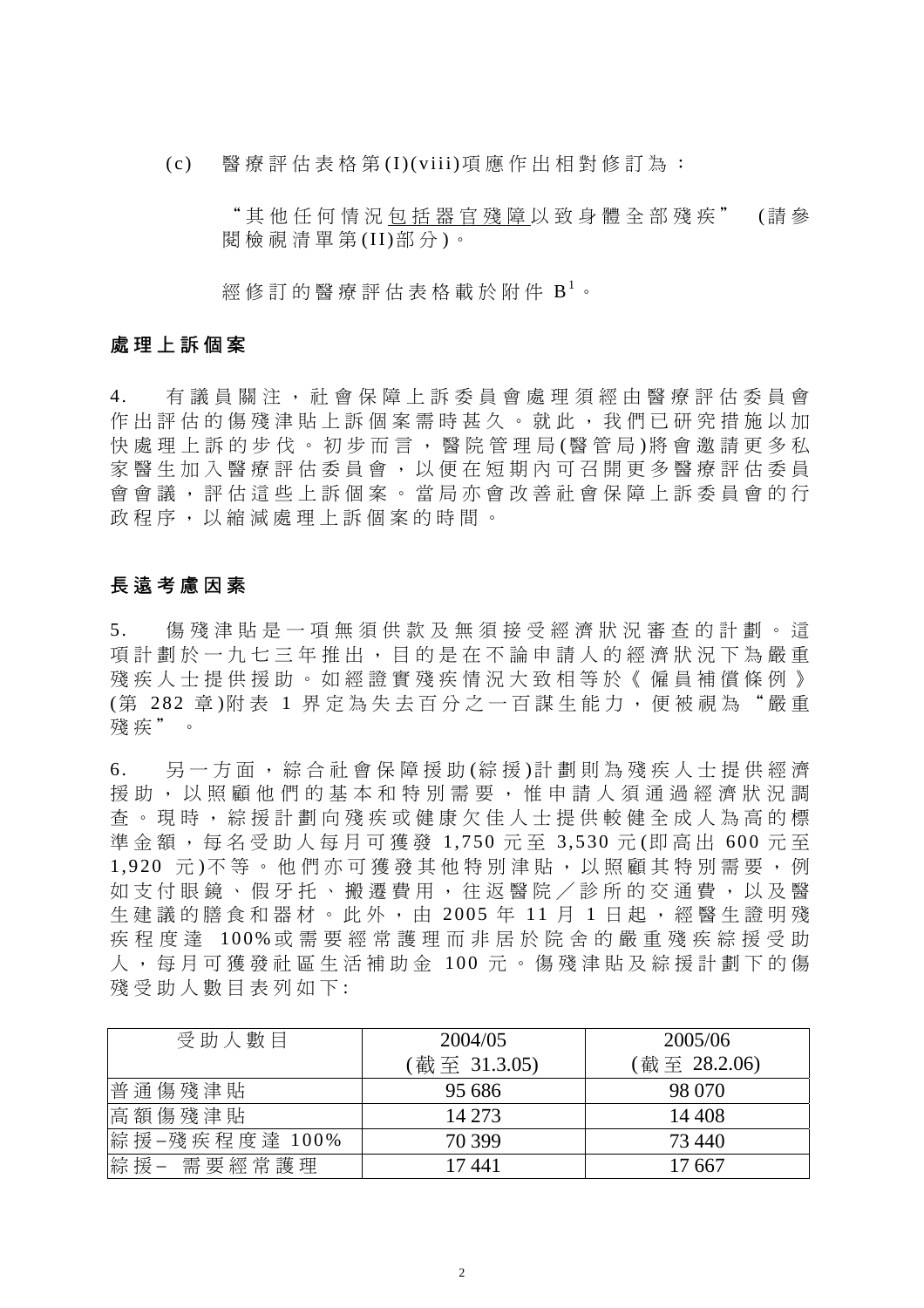(c) 醫療評估表格第(I)(viii)項應作出相對修訂為：

“其他任何情況<u>包括器官殘障</u>以致身體全部殘疾” (請參閱檢視清單第(II)部分)。

經修訂的醫療評估表格載於附件 B[1]。

## 處理上訴個案

4. 有議員關注，社會保障上訴委員會處理須經由醫療評估委員會作出評估的傷殘津貼上訴個案需時甚久。就此，我們已研究措施以加快處理上訴的步伐。初步而言，醫院管理局(醫管局)將會邀請更多私家醫生加入醫療評估委員會，以便在短期內可召開更多醫療評估委員會會議，評估這些上訴個案。當局亦會改善社會保障上訴委員會的行政程序，以縮減處理上訴個案的時間。

## 長遠考慮因素

5. 傷殘津貼是一項無須供款及無須接受經濟狀況審查的計劃。這項計劃於一九七三年推出，目的是在不論申請人的經濟狀況下為嚴重殘疾人士提供援助。如經證實殘疾情況大致相等於《僱員補償條例》(第 282 章)附表 1 界定為失去百分之一百謀生能力，便被視為“嚴重殘疾”。

6. 另一方面，綜合社會保障援助(綜援)計劃則為殘疾人士提供經濟援助，以照顧他們的基本和特別需要，惟申請人須通過經濟狀況調查。現時，綜援計劃向殘疾或健康欠佳人士提供較健全成人為高的標準金額，每名受助人每月可獲發 1,750 元至 3,530 元(即高出 600 元至 1,920 元)不等。他們亦可獲發其他特別津貼，以照顧其特別需要，例如支付眼鏡、假牙托、搬遷費用，往返醫院／診所的交通費，以及醫生建議的膳食和器材。此外，由 2005 年 11 月 1 日起，經醫生證明殘疾程度達 100%或需要經常護理而非居於院舍的嚴重殘疾綜援受助人，每月可獲發社區生活補助金 100 元。傷殘津貼及綜援計劃下的傷殘受助人數目表列如下：

| 受助人數目 | 2004/05<br>(截至 31.3.05) | 2005/06<br>(截至 28.2.06) |
|---|---|---|
| 普通傷殘津貼 | 95 686 | 98 070 |
| 高額傷殘津貼 | 14 273 | 14 408 |
| 綜援–殘疾程度達 100% | 70 399 | 73 440 |
| 綜援– 需要經常護理 | 17 441 | 17 667 |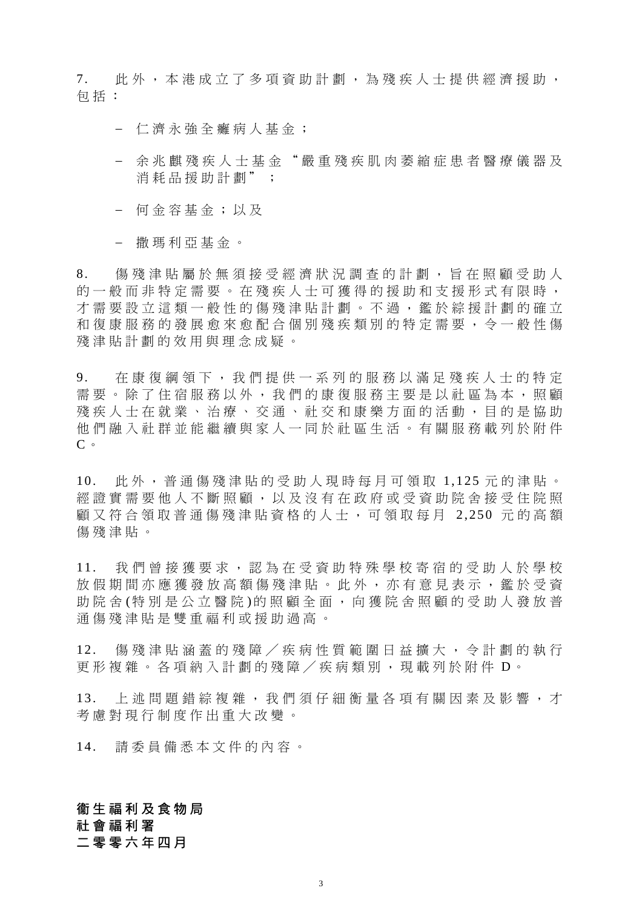7.　此外，本港成立了多項資助計劃，為殘疾人士提供經濟援助，包括：

- 仁濟永強全癱病人基金；
- 余兆麒殘疾人士基金“嚴重殘疾肌肉萎縮症患者醫療儀器及消耗品援助計劃”；
- 何金容基金；以及
- 撒瑪利亞基金。

8.　傷殘津貼屬於無須接受經濟狀況調查的計劃，旨在照顧受助人的一般而非特定需要。在殘疾人士可獲得的援助和支援形式有限時，才需要設立這類一般性的傷殘津貼計劃。不過，鑑於綜援計劃的確立和復康服務的發展愈來愈配合個別殘疾類別的特定需要，令一般性傷殘津貼計劃的效用與理念成疑。

9.　在康復綱領下，我們提供一系列的服務以滿足殘疾人士的特定需要。除了住宿服務以外，我們的康復服務主要是以社區為本，照顧殘疾人士在就業、治療、交通、社交和康樂方面的活動，目的是協助他們融入社群並能繼續與家人一同於社區生活。有關服務載列於附件C。

10.　此外，普通傷殘津貼的受助人現時每月可領取 1,125 元的津貼。經證實需要他人不斷照顧，以及沒有在政府或受資助院舍接受住院照顧又符合領取普通傷殘津貼資格的人士，可領取每月 2,250 元的高額傷殘津貼。

11.　我們曾接獲要求，認為在受資助特殊學校寄宿的受助人於學校放假期間亦應獲發放高額傷殘津貼。此外，亦有意見表示，鑑於受資助院舍(特別是公立醫院)的照顧全面，向獲院舍照顧的受助人發放普通傷殘津貼是雙重福利或援助過高。

12.　傷殘津貼涵蓋的殘障／疾病性質範圍日益擴大，令計劃的執行更形複雜。各項納入計劃的殘障／疾病類別，現載列於附件 D。

13.　上述問題錯綜複雜，我們須仔細衡量各項有關因素及影響，才考慮對現行制度作出重大改變。

14.　請委員備悉本文件的內容。

**衞生福利及食物局**
**社會福利署**
**二零零六年四月**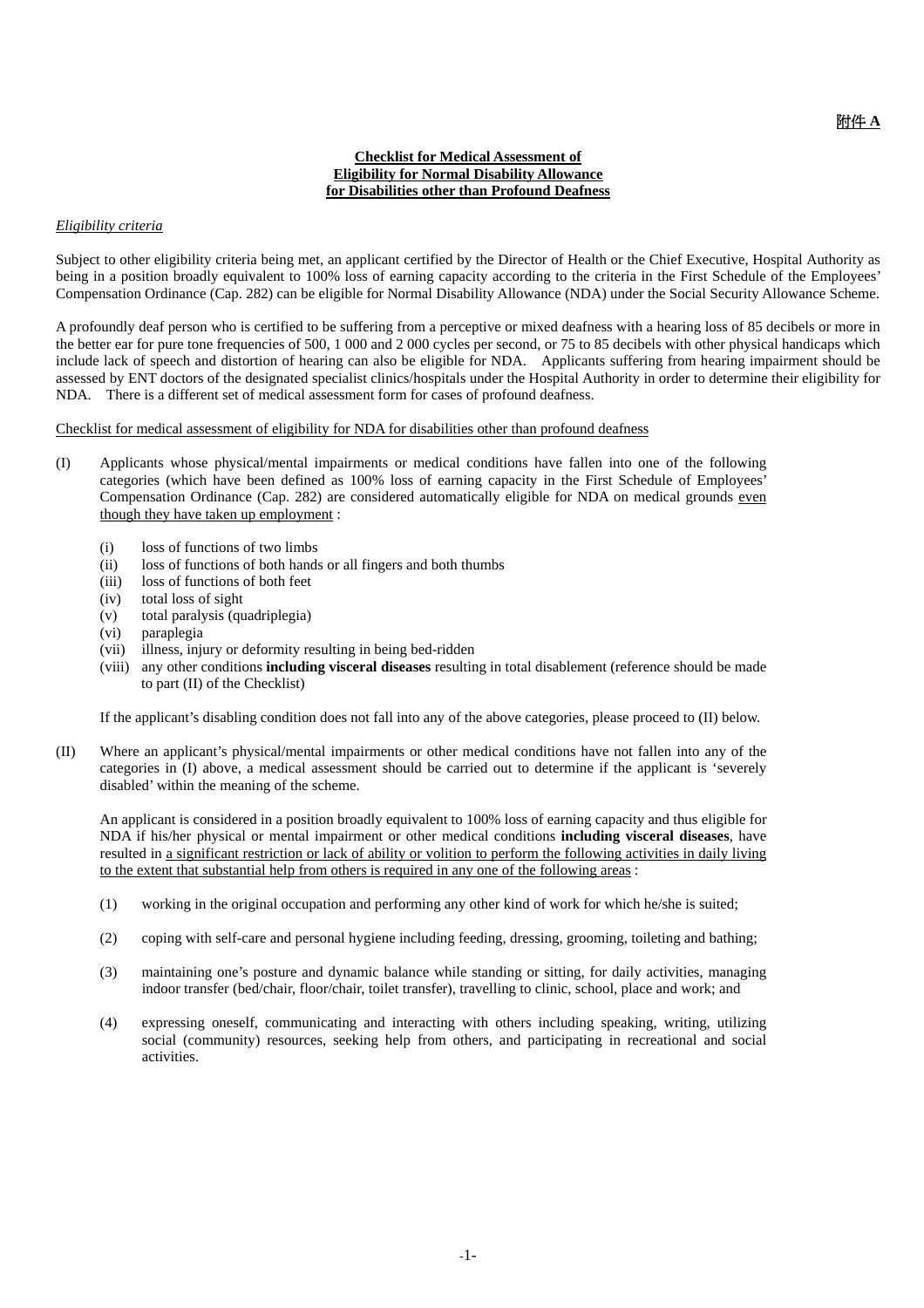附件 A

**Checklist for Medical Assessment of**
**Eligibility for Normal Disability Allowance**
**for Disabilities other than Profound Deafness**

*Eligibility criteria*

Subject to other eligibility criteria being met, an applicant certified by the Director of Health or the Chief Executive, Hospital Authority as being in a position broadly equivalent to 100% loss of earning capacity according to the criteria in the First Schedule of the Employees' Compensation Ordinance (Cap. 282) can be eligible for Normal Disability Allowance (NDA) under the Social Security Allowance Scheme.

A profoundly deaf person who is certified to be suffering from a perceptive or mixed deafness with a hearing loss of 85 decibels or more in the better ear for pure tone frequencies of 500, 1 000 and 2 000 cycles per second, or 75 to 85 decibels with other physical handicaps which include lack of speech and distortion of hearing can also be eligible for NDA. Applicants suffering from hearing impairment should be assessed by ENT doctors of the designated specialist clinics/hospitals under the Hospital Authority in order to determine their eligibility for NDA. There is a different set of medical assessment form for cases of profound deafness.

<u>Checklist for medical assessment of eligibility for NDA for disabilities other than profound deafness</u>

(I) Applicants whose physical/mental impairments or medical conditions have fallen into one of the following categories (which have been defined as 100% loss of earning capacity in the First Schedule of Employees' Compensation Ordinance (Cap. 282) are considered automatically eligible for NDA on medical grounds <u>even though they have taken up employment</u> :

- (i) loss of functions of two limbs
- (ii) loss of functions of both hands or all fingers and both thumbs
- (iii) loss of functions of both feet
- (iv) total loss of sight
- (v) total paralysis (quadriplegia)
- (vi) paraplegia
- (vii) illness, injury or deformity resulting in being bed-ridden
- (viii) any other conditions **including visceral diseases** resulting in total disablement (reference should be made to part (II) of the Checklist)

If the applicant's disabling condition does not fall into any of the above categories, please proceed to (II) below.

(II) Where an applicant's physical/mental impairments or other medical conditions have not fallen into any of the categories in (I) above, a medical assessment should be carried out to determine if the applicant is 'severely disabled' within the meaning of the scheme.

An applicant is considered in a position broadly equivalent to 100% loss of earning capacity and thus eligible for NDA if his/her physical or mental impairment or other medical conditions **including visceral diseases**, have resulted in <u>a significant restriction or lack of ability or volition to perform the following activities in daily living to the extent that substantial help from others is required in any one of the following areas</u> :

(1) working in the original occupation and performing any other kind of work for which he/she is suited;

(2) coping with self-care and personal hygiene including feeding, dressing, grooming, toileting and bathing;

(3) maintaining one's posture and dynamic balance while standing or sitting, for daily activities, managing indoor transfer (bed/chair, floor/chair, toilet transfer), travelling to clinic, school, place and work; and

(4) expressing oneself, communicating and interacting with others including speaking, writing, utilizing social (community) resources, seeking help from others, and participating in recreational and social activities.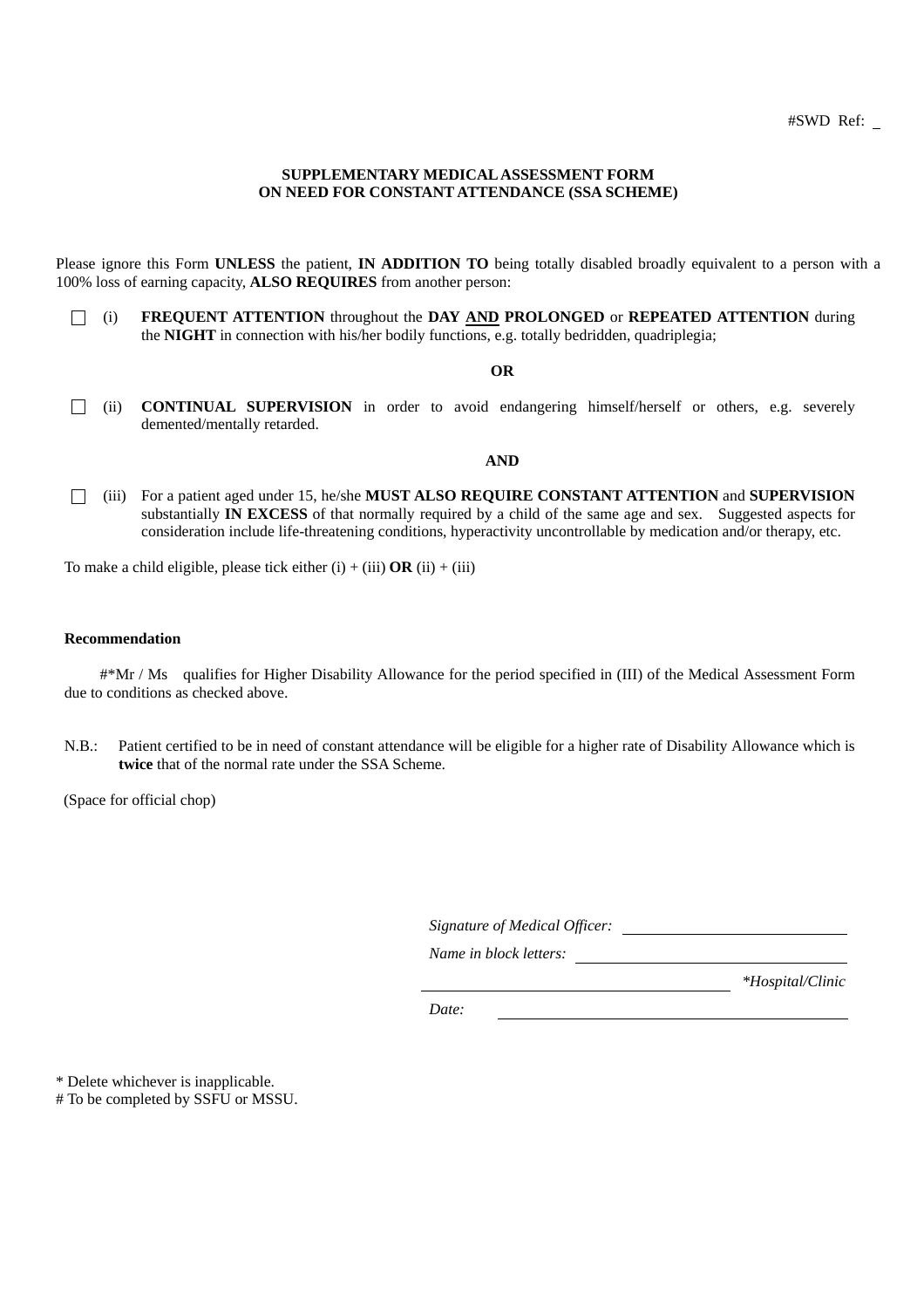#SWD Ref: \_

**SUPPLEMENTARY MEDICAL ASSESSMENT FORM**
**ON NEED FOR CONSTANT ATTENDANCE (SSA SCHEME)**

Please ignore this Form **UNLESS** the patient, **IN ADDITION TO** being totally disabled broadly equivalent to a person with a 100% loss of earning capacity, **ALSO REQUIRES** from another person:

☐ (i) **FREQUENT ATTENTION** throughout the **DAY AND PROLONGED** or **REPEATED ATTENTION** during the **NIGHT** in connection with his/her bodily functions, e.g. totally bedridden, quadriplegia;

**OR**

☐ (ii) **CONTINUAL SUPERVISION** in order to avoid endangering himself/herself or others, e.g. severely demented/mentally retarded.

**AND**

☐ (iii) For a patient aged under 15, he/she **MUST ALSO REQUIRE CONSTANT ATTENTION** and **SUPERVISION** substantially **IN EXCESS** of that normally required by a child of the same age and sex. Suggested aspects for consideration include life-threatening conditions, hyperactivity uncontrollable by medication and/or therapy, etc.

To make a child eligible, please tick either (i) + (iii) **OR** (ii) + (iii)

**Recommendation**

#*Mr / Ms qualifies for Higher Disability Allowance for the period specified in (III) of the Medical Assessment Form due to conditions as checked above.

N.B.: Patient certified to be in need of constant attendance will be eligible for a higher rate of Disability Allowance which is **twice** that of the normal rate under the SSA Scheme.

(Space for official chop)

*Signature of Medical Officer:* \_\_\_\_\_\_\_\_\_\_\_\_\_\_\_\_

*Name in block letters:* \_\_\_\_\_\_\_\_\_\_\_\_\_\_\_\_

\_\_\_\_\_\_\_\_\_\_\_\_\_\_\_\_ *\*Hospital/Clinic*

*Date:* \_\_\_\_\_\_\_\_\_\_\_\_\_\_\_\_

\* Delete whichever is inapplicable.
\# To be completed by SSFU or MSSU.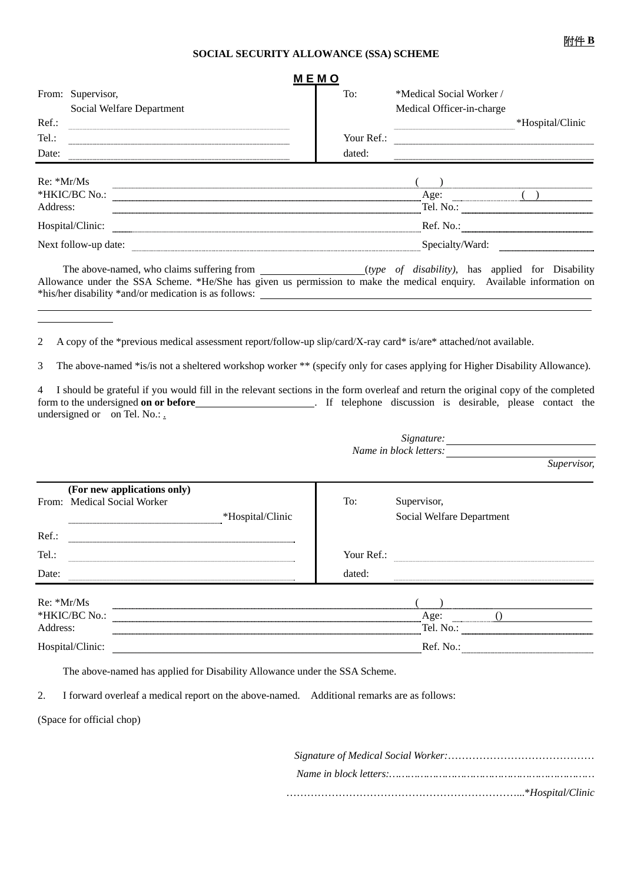附件 B

**SOCIAL SECURITY ALLOWANCE (SSA) SCHEME**

**M E M O**

| From: Supervisor, Social Welfare Department | To: *Medical Social Worker / Medical Officer-in-charge ______ *Hospital/Clinic |
|---|---|
| Ref.: ______ | |
| Tel.: ______ | Your Ref.: ______ |
| Date: ______ | dated: ______ |

Re: *Mr/Ms ______ ( )
*HKIC/BC No.: ______ Age: ______ ( )
Address: ______ Tel. No.: ______
Hospital/Clinic: ______ Ref. No.: ______
Next follow-up date: ______ Specialty/Ward: ______

The above-named, who claims suffering from ______ (*type of disability*), has applied for Disability Allowance under the SSA Scheme. *He/She has given us permission to make the medical enquiry. Available information on *his/her disability *and/or medication is as follows: ______

2 A copy of the *previous medical assessment report/follow-up slip/card/X-ray card* is/are* attached/not available.

3 The above-named *is/is not a sheltered workshop worker ** (specify only for cases applying for Higher Disability Allowance).

4 I should be grateful if you would fill in the relevant sections in the form overleaf and return the original copy of the completed form to the undersigned **on or before** ______. If telephone discussion is desirable, please contact the undersigned or on Tel. No.: .

*Signature:* ______
*Name in block letters:* ______
*Supervisor,*

---

| **(For new applications only)** From: Medical Social Worker ______ *Hospital/Clinic | To: Supervisor, Social Welfare Department |
|---|---|
| Ref.: ______ | |
| Tel.: ______ | Your Ref.: ______ |
| Date: ______ | dated: ______ |

Re: *Mr/Ms ______ ( )
*HKIC/BC No.: ______ Age: ______ ()
Address: ______ Tel. No.: ______
Hospital/Clinic: ______ Ref. No.: ______

The above-named has applied for Disability Allowance under the SSA Scheme.

2. I forward overleaf a medical report on the above-named. Additional remarks are as follows:

(Space for official chop)

*Signature of Medical Social Worker:*……………………………………
*Name in block letters:*………………………………………………………
…………………………………………………………...*Hospital/Clinic*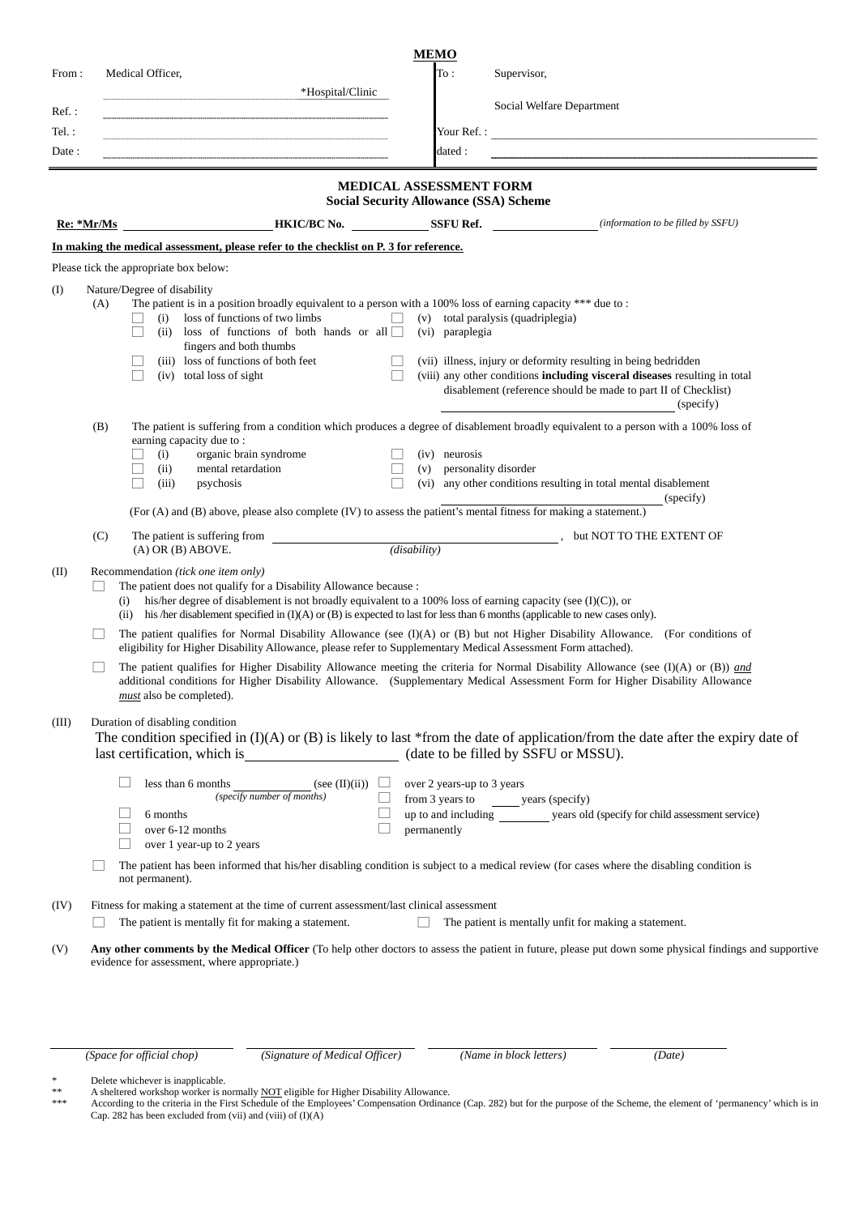**MEMO**

From : Medical Official,

*Hospital/Clinic

Ref. :

Tel. :

Date :

To : Supervisor,

Social Welfare Department

Your Ref. :

dated :

## MEDICAL ASSESSMENT FORM

### Social Security Allowance (SSA) Scheme

**Re: *Mr/Ms** ______________ **HKIC/BC No.** __________ **SSFU Ref.** __________ *(information to be filled by SSFU)*

**In making the medical assessment, please refer to the checklist on P. 3 for reference.**

Please tick the appropriate box below:

(I) Nature/Degree of disability

(A) The patient is in a position broadly equivalent to a person with a 100% loss of earning capacity *** due to :

- ☐ (i) loss of functions of two limbs
- ☐ (ii) loss of functions of both hands or all fingers and both thumbs
- ☐ (iii) loss of functions of both feet
- ☐ (iv) total loss of sight
- ☐ (v) total paralysis (quadriplegia)
- ☐ (vi) paraplegia
- ☐ (vii) illness, injury or deformity resulting in being bedridden
- ☐ (viii) any other conditions **including visceral diseases** resulting in total disablement (reference should be made to part II of Checklist) __________ (specify)

(B) The patient is suffering from a condition which produces a degree of disablement broadly equivalent to a person with a 100% loss of earning capacity due to :

- ☐ (i) organic brain syndrome
- ☐ (ii) mental retardation
- ☐ (iii) psychosis
- ☐ (iv) neurosis
- ☐ (v) personality disorder
- ☐ (vi) any other conditions resulting in total mental disablement __________ (specify)

(For (A) and (B) above, please also complete (IV) to assess the patient's mental fitness for making a statement.)

(C) The patient is suffering from __________ *(disability)*, but NOT TO THE EXTENT OF (A) OR (B) ABOVE.

(II) Recommendation *(tick one item only)*

- ☐ The patient does not qualify for a Disability Allowance because :
  - (i) his/her degree of disablement is not broadly equivalent to a 100% loss of earning capacity (see (I)(C)), or
  - (ii) his /her disablement specified in (I)(A) or (B) is expected to last for less than 6 months (applicable to new cases only).
- ☐ The patient qualifies for Normal Disability Allowance (see (I)(A) or (B) but not Higher Disability Allowance. (For conditions of eligibility for Higher Disability Allowance, please refer to Supplementary Medical Assessment Form attached).
- ☐ The patient qualifies for Higher Disability Allowance meeting the criteria for Normal Disability Allowance (see (I)(A) or (B)) *and* additional conditions for Higher Disability Allowance. (Supplementary Medical Assessment Form for Higher Disability Allowance *must* also be completed).

(III) Duration of disabling condition

The condition specified in (I)(A) or (B) is likely to last *from the date of application/from the date after the expiry date of last certification, which is __________ (date to be filled by SSFU or MSSU).

- ☐ less than 6 months __________ *(specify number of months)* (see (II)(ii))
- ☐ 6 months
- ☐ over 6-12 months
- ☐ over 1 year-up to 2 years
- ☐ over 2 years-up to 3 years
- ☐ from 3 years to ____ years (specify)
- ☐ up to and including ________ years old (specify for child assessment service)
- ☐ permanently

☐ The patient has been informed that his/her disabling condition is subject to a medical review (for cases where the disabling condition is not permanent).

(IV) Fitness for making a statement at the time of current assessment/last clinical assessment

- ☐ The patient is mentally fit for making a statement.
- ☐ The patient is mentally unfit for making a statement.

(V) **Any other comments by the Medical Officer** (To help other doctors to assess the patient in future, please put down some physical findings and supportive evidence for assessment, where appropriate.)

| *(Space for official chop)* | *(Signature of Medical Officer)* | *(Name in block letters)* | *(Date)* |
|---|---|---|---|

\* Delete whichever is inapplicable.

\*\* A sheltered workshop worker is normally NOT eligible for Higher Disability Allowance.

\*\*\* According to the criteria in the First Schedule of the Employees' Compensation Ordinance (Cap. 282) but for the purpose of the Scheme, the element of 'permanency' which is in Cap. 282 has been excluded from (vii) and (viii) of (I)(A)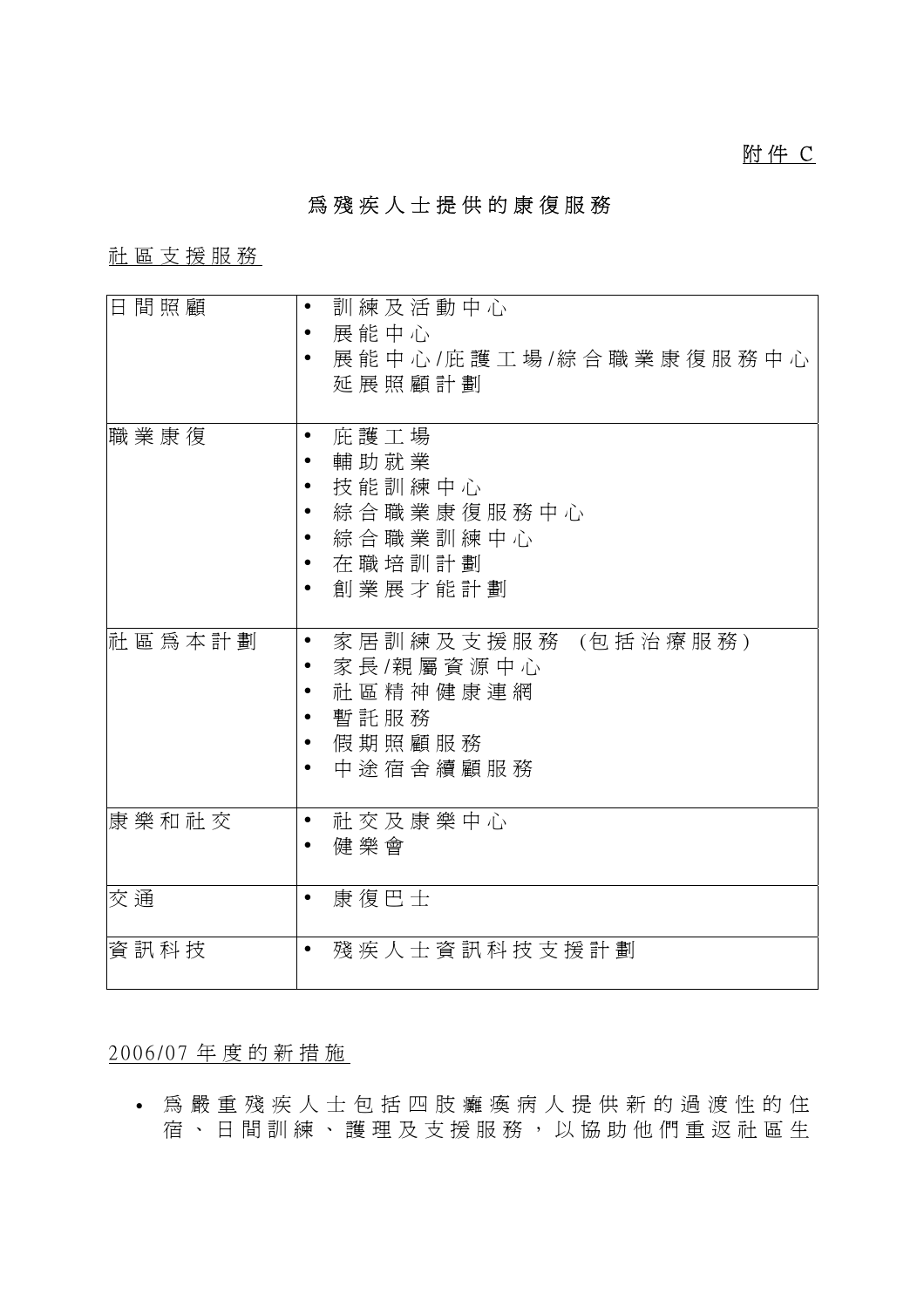附件 C

# 爲殘疾人士提供的康復服務

## 社區支援服務

| | |
|---|---|
| 日間照顧 | • 訓練及活動中心<br>• 展能中心<br>• 展能中心/庇護工場/綜合職業康復服務中心延展照顧計劃 |
| 職業康復 | • 庇護工場<br>• 輔助就業<br>• 技能訓練中心<br>• 綜合職業康復服務中心<br>• 綜合職業訓練中心<br>• 在職培訓計劃<br>• 創業展才能計劃 |
| 社區爲本計劃 | • 家居訓練及支援服務 (包括治療服務)<br>• 家長/親屬資源中心<br>• 社區精神健康連網<br>• 暫託服務<br>• 假期照顧服務<br>• 中途宿舍續顧服務 |
| 康樂和社交 | • 社交及康樂中心<br>• 健樂會 |
| 交通 | • 康復巴士 |
| 資訊科技 | • 殘疾人士資訊科技支援計劃 |

## 2006/07 年度的新措施

- 爲嚴重殘疾人士包括四肢癱瘓病人提供新的過渡性的住宿、日間訓練、護理及支援服務，以協助他們重返社區生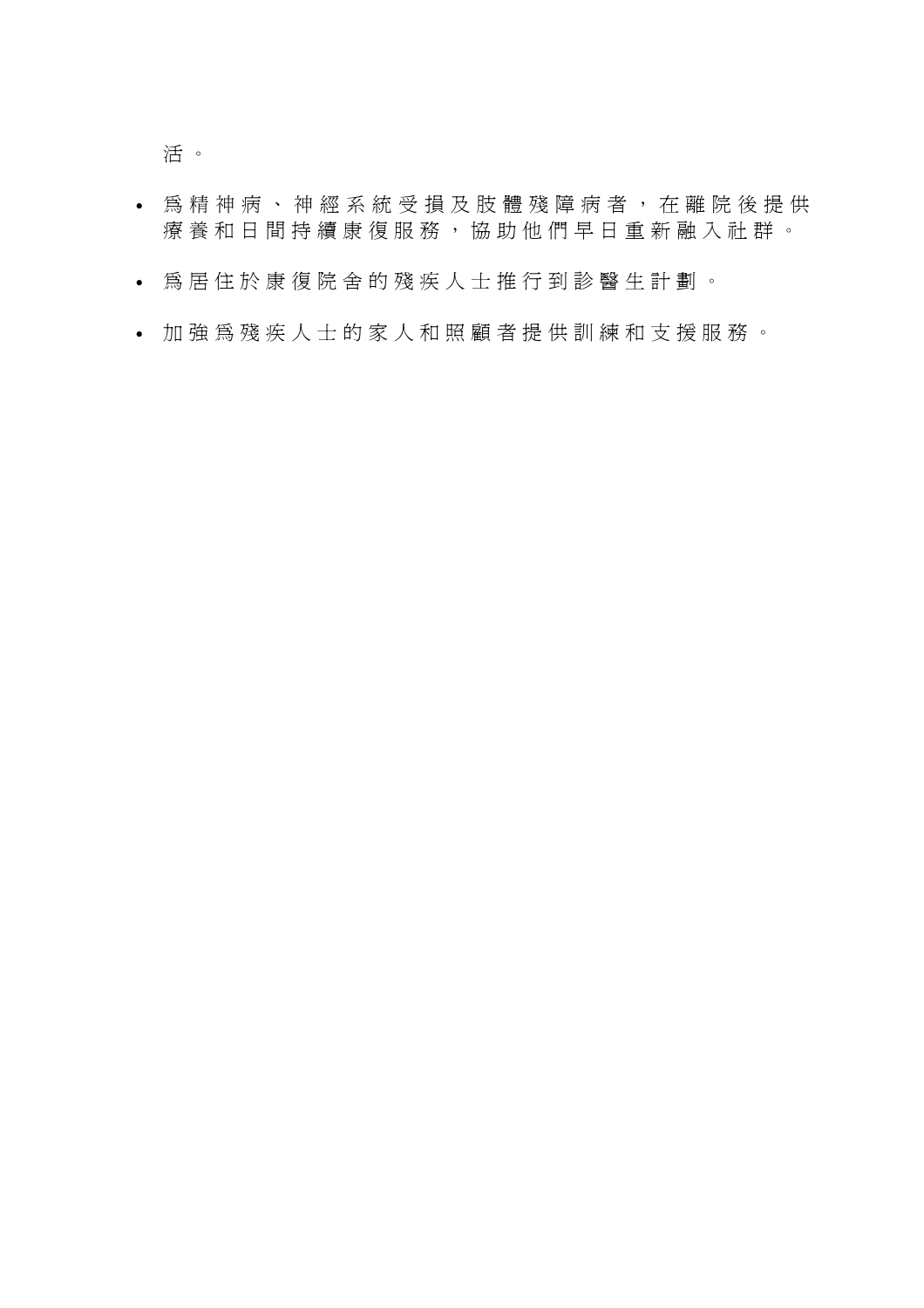活。

- 爲精神病、神經系統受損及肢體殘障病者，在離院後提供療養和日間持續康復服務，協助他們早日重新融入社群。
- 爲居住於康復院舍的殘疾人士推行到診醫生計劃。
- 加強爲殘疾人士的家人和照顧者提供訓練和支援服務。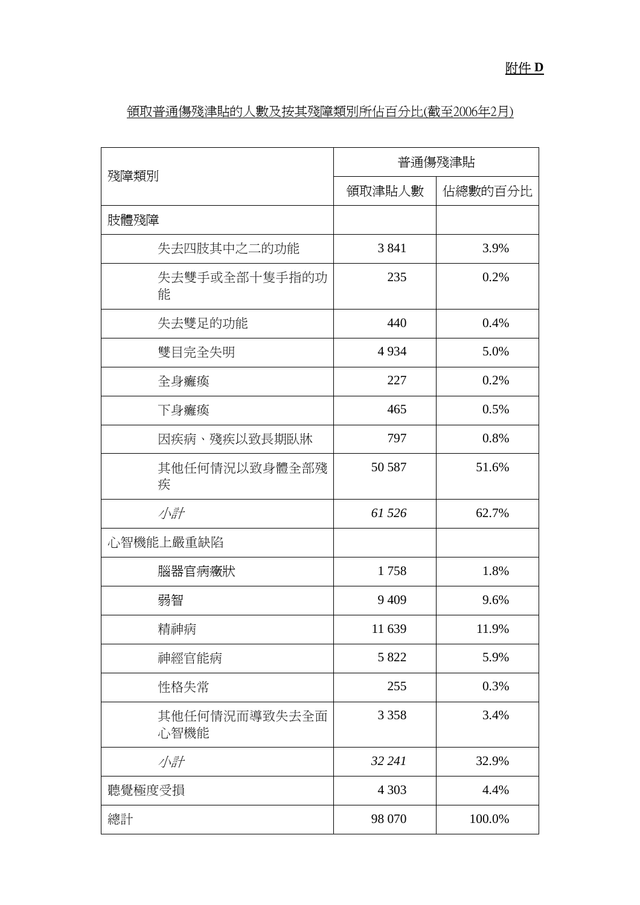<u>附件 **D**</u>

<u>領取普通傷殘津貼的人數及按其殘障類別所佔百分比(截至2006年2月)</u>

| 殘障類別 | 普通傷殘津貼 | |
|---|---|---|
| | 領取津貼人數 | 佔總數的百分比 |
| 肢體殘障 | | |
| 失去四肢其中之二的功能 | 3 841 | 3.9% |
| 失去雙手或全部十隻手指的功能 | 235 | 0.2% |
| 失去雙足的功能 | 440 | 0.4% |
| 雙目完全失明 | 4 934 | 5.0% |
| 全身癱瘓 | 227 | 0.2% |
| 下身癱瘓 | 465 | 0.5% |
| 因疾病、殘疾以致長期臥牀 | 797 | 0.8% |
| 其他任何情況以致身體全部殘疾 | 50 587 | 51.6% |
| *小計* | *61 526* | 62.7% |
| 心智機能上嚴重缺陷 | | |
| 腦器官病癥狀 | 1 758 | 1.8% |
| 弱智 | 9 409 | 9.6% |
| 精神病 | 11 639 | 11.9% |
| 神經官能病 | 5 822 | 5.9% |
| 性格失常 | 255 | 0.3% |
| 其他任何情況而導致失去全面心智機能 | 3 358 | 3.4% |
| *小計* | *32 241* | 32.9% |
| 聽覺極度受損 | 4 303 | 4.4% |
| 總計 | 98 070 | 100.0% |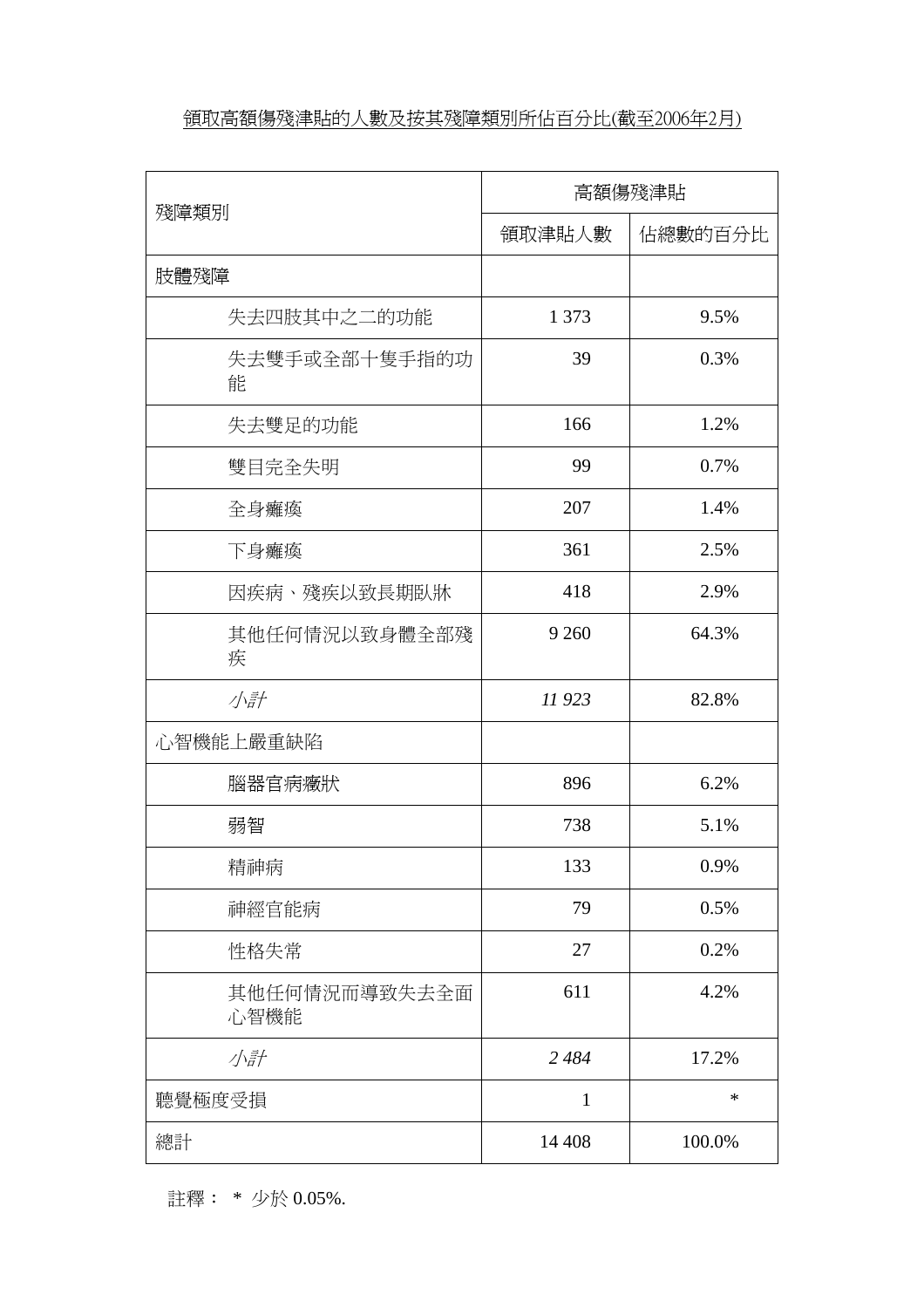<u>領取高額傷殘津貼的人數及按其殘障類別所佔百分比(截至2006年2月)</u>

| 殘障類別 | 高額傷殘津貼 | |
|---|---|---|
| | 領取津貼人數 | 佔總數的百分比 |
| 肢體殘障 | | |
| 失去四肢其中之二的功能 | 1 373 | 9.5% |
| 失去雙手或全部十隻手指的功能 | 39 | 0.3% |
| 失去雙足的功能 | 166 | 1.2% |
| 雙目完全失明 | 99 | 0.7% |
| 全身癱瘓 | 207 | 1.4% |
| 下身癱瘓 | 361 | 2.5% |
| 因疾病、殘疾以致長期臥牀 | 418 | 2.9% |
| 其他任何情況以致身體全部殘疾 | 9 260 | 64.3% |
| *小計* | *11 923* | 82.8% |
| 心智機能上嚴重缺陷 | | |
| 腦器官病癥狀 | 896 | 6.2% |
| 弱智 | 738 | 5.1% |
| 精神病 | 133 | 0.9% |
| 神經官能病 | 79 | 0.5% |
| 性格失常 | 27 | 0.2% |
| 其他任何情況而導致失去全面心智機能 | 611 | 4.2% |
| *小計* | *2 484* | 17.2% |
| 聽覺極度受損 | 1 | * |
| 總計 | 14 408 | 100.0% |

註釋： * 少於 0.05%.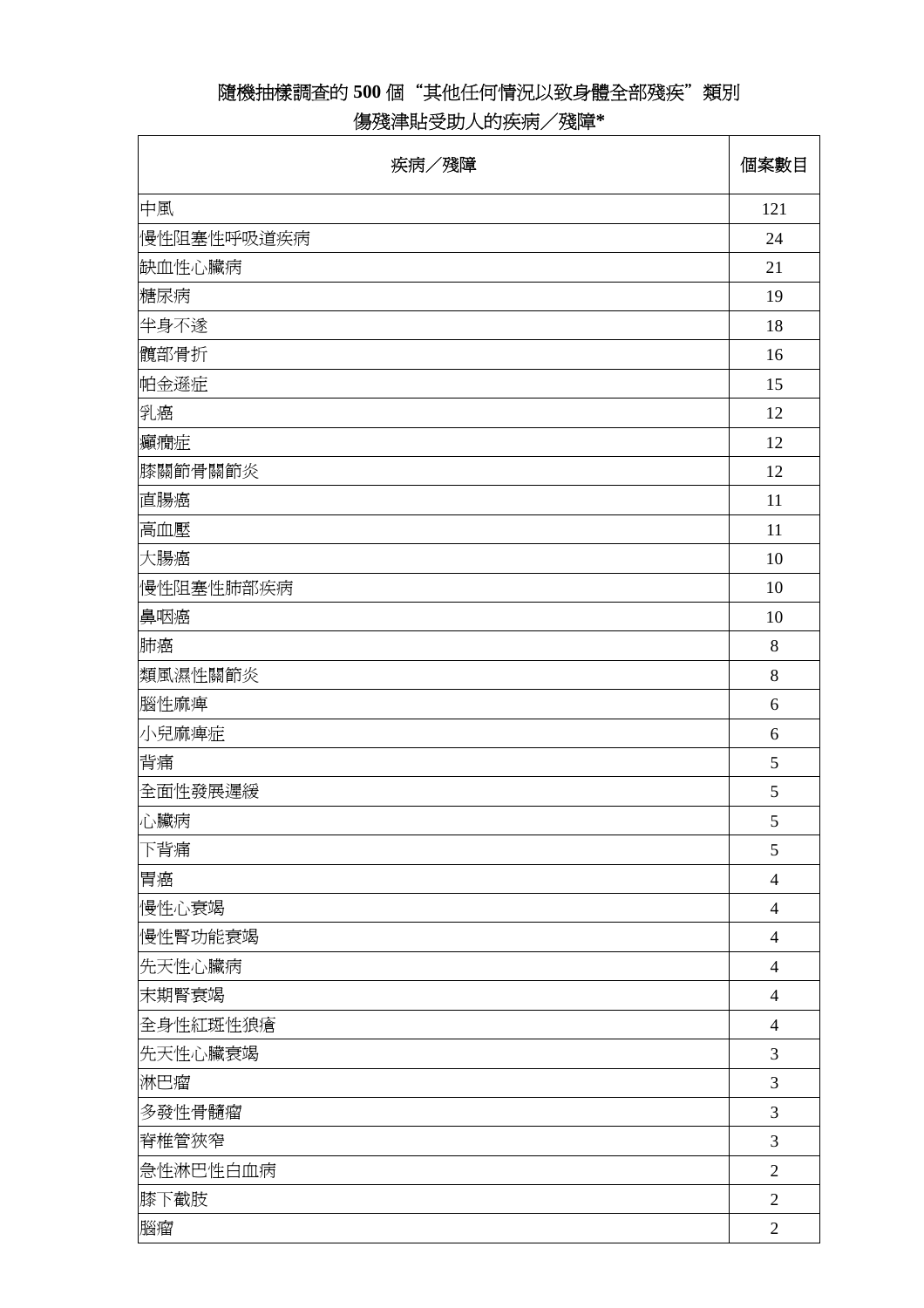## 隨機抽樣調查的 500 個“其他任何情況以致身體全部殘疾”類別傷殘津貼受助人的疾病／殘障*

| 疾病／殘障 | 個案數目 |
| --- | --- |
| 中風 | 121 |
| 慢性阻塞性呼吸道疾病 | 24 |
| 缺血性心臟病 | 21 |
| 糖尿病 | 19 |
| 半身不遂 | 18 |
| 髖部骨折 | 16 |
| 帕金遜症 | 15 |
| 乳癌 | 12 |
| 癲癇症 | 12 |
| 膝關節骨關節炎 | 12 |
| 直腸癌 | 11 |
| 高血壓 | 11 |
| 大腸癌 | 10 |
| 慢性阻塞性肺部疾病 | 10 |
| 鼻咽癌 | 10 |
| 肺癌 | 8 |
| 類風濕性關節炎 | 8 |
| 腦性麻痺 | 6 |
| 小兒麻痺症 | 6 |
| 背痛 | 5 |
| 全面性發展遲緩 | 5 |
| 心臟病 | 5 |
| 下背痛 | 5 |
| 胃癌 | 4 |
| 慢性心衰竭 | 4 |
| 慢性腎功能衰竭 | 4 |
| 先天性心臟病 | 4 |
| 末期腎衰竭 | 4 |
| 全身性紅斑性狼瘡 | 4 |
| 先天性心臟衰竭 | 3 |
| 淋巴瘤 | 3 |
| 多發性骨髓瘤 | 3 |
| 脊椎管狹窄 | 3 |
| 急性淋巴性白血病 | 2 |
| 膝下截肢 | 2 |
| 腦瘤 | 2 |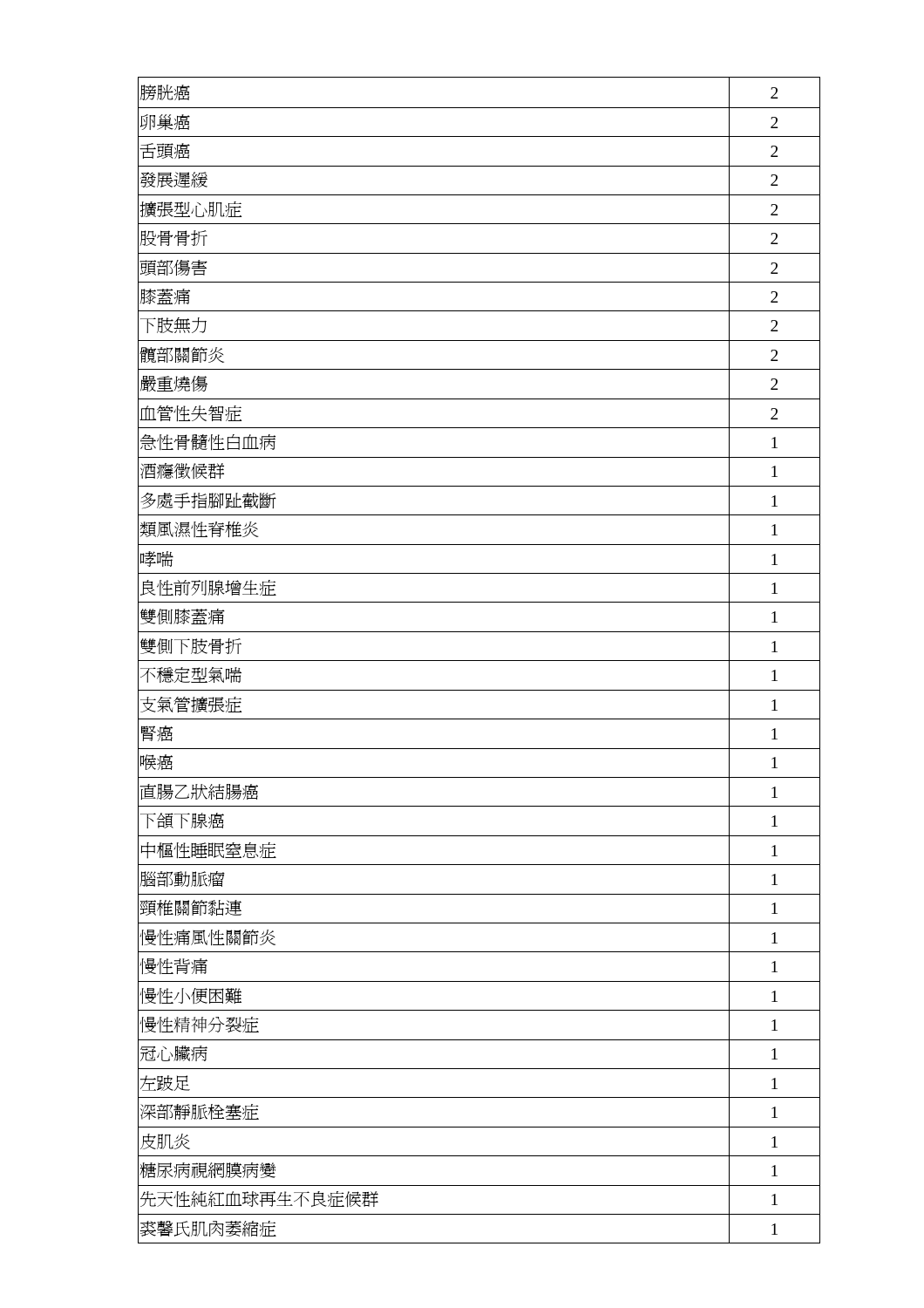| | |
|---|---|
| 膀胱癌 | 2 |
| 卵巢癌 | 2 |
| 舌頭癌 | 2 |
| 發展遲緩 | 2 |
| 擴張型心肌症 | 2 |
| 股骨骨折 | 2 |
| 頭部傷害 | 2 |
| 膝蓋痛 | 2 |
| 下肢無力 | 2 |
| 髖部關節炎 | 2 |
| 嚴重燒傷 | 2 |
| 血管性失智症 | 2 |
| 急性骨髓性白血病 | 1 |
| 酒癮徵候群 | 1 |
| 多處手指腳趾截斷 | 1 |
| 類風濕性脊椎炎 | 1 |
| 哮喘 | 1 |
| 良性前列腺增生症 | 1 |
| 雙側膝蓋痛 | 1 |
| 雙側下肢骨折 | 1 |
| 不穩定型氣喘 | 1 |
| 支氣管擴張症 | 1 |
| 腎癌 | 1 |
| 喉癌 | 1 |
| 直腸乙狀結腸癌 | 1 |
| 下頜下腺癌 | 1 |
| 中樞性睡眠窒息症 | 1 |
| 腦部動脈瘤 | 1 |
| 頸椎關節黏連 | 1 |
| 慢性痛風性關節炎 | 1 |
| 慢性背痛 | 1 |
| 慢性小便困難 | 1 |
| 慢性精神分裂症 | 1 |
| 冠心臟病 | 1 |
| 左跛足 | 1 |
| 深部靜脈栓塞症 | 1 |
| 皮肌炎 | 1 |
| 糖尿病視網膜病變 | 1 |
| 先天性純紅血球再生不良症候群 | 1 |
| 裘馨氏肌肉萎縮症 | 1 |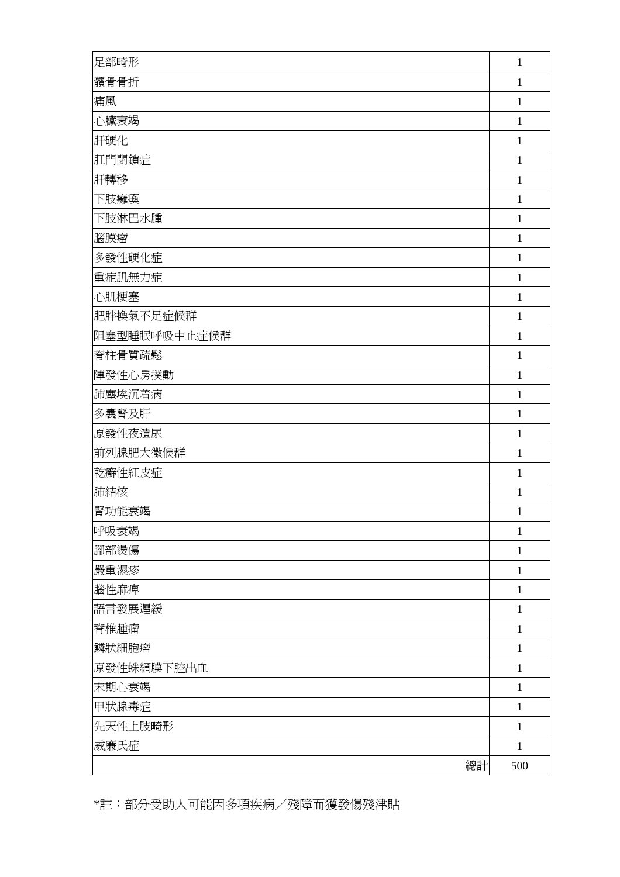| | |
|---|---|
| 足部畸形 | 1 |
| 髖骨骨折 | 1 |
| 痛風 | 1 |
| 心臟衰竭 | 1 |
| 肝硬化 | 1 |
| 肛門閉鎖症 | 1 |
| 肝轉移 | 1 |
| 下肢癱瘓 | 1 |
| 下肢淋巴水腫 | 1 |
| 腦膜瘤 | 1 |
| 多發性硬化症 | 1 |
| 重症肌無力症 | 1 |
| 心肌梗塞 | 1 |
| 肥胖換氣不足症候群 | 1 |
| 阻塞型睡眠呼吸中止症候群 | 1 |
| 脊柱骨質疏鬆 | 1 |
| 陣發性心房撲動 | 1 |
| 肺塵埃沉着病 | 1 |
| 多囊腎及肝 | 1 |
| 原發性夜遺尿 | 1 |
| 前列腺肥大徵候群 | 1 |
| 乾癬性紅皮症 | 1 |
| 肺結核 | 1 |
| 腎功能衰竭 | 1 |
| 呼吸衰竭 | 1 |
| 腳部燙傷 | 1 |
| 嚴重濕疹 | 1 |
| 腦性麻痺 | 1 |
| 語言發展遲緩 | 1 |
| 脊椎腫瘤 | 1 |
| 鱗狀細胞瘤 | 1 |
| 原發性蛛網膜下腔出血 | 1 |
| 末期心衰竭 | 1 |
| 甲狀腺毒症 | 1 |
| 先天性上肢畸形 | 1 |
| 威廉氏症 | 1 |
| 總計 | 500 |

*註：部分受助人可能因多項疾病／殘障而獲發傷殘津貼